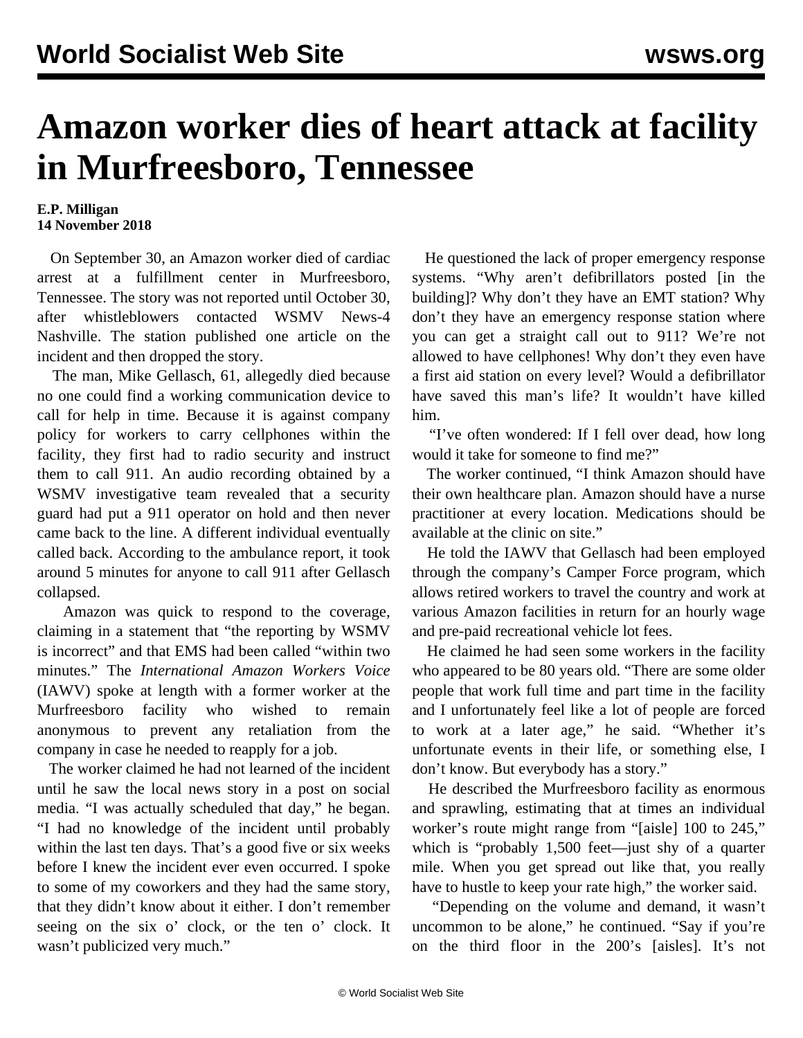# Amazon worker dies of heart attack at facility in Murfreesboro, Tennessee

**E.P. Milligan**
**14 November 2018**

On September 30, an Amazon worker died of cardiac arrest at a fulfillment center in Murfreesboro, Tennessee. The story was not reported until October 30, after whistleblowers contacted WSMV News-4 Nashville. The station published one article on the incident and then dropped the story.

The man, Mike Gellasch, 61, allegedly died because no one could find a working communication device to call for help in time. Because it is against company policy for workers to carry cellphones within the facility, they first had to radio security and instruct them to call 911. An audio recording obtained by a WSMV investigative team revealed that a security guard had put a 911 operator on hold and then never came back to the line. A different individual eventually called back. According to the ambulance report, it took around 5 minutes for anyone to call 911 after Gellasch collapsed.

Amazon was quick to respond to the coverage, claiming in a statement that "the reporting by WSMV is incorrect" and that EMS had been called "within two minutes." The *International Amazon Workers Voice* (IAWV) spoke at length with a former worker at the Murfreesboro facility who wished to remain anonymous to prevent any retaliation from the company in case he needed to reapply for a job.

The worker claimed he had not learned of the incident until he saw the local news story in a post on social media. "I was actually scheduled that day," he began. "I had no knowledge of the incident until probably within the last ten days. That's a good five or six weeks before I knew the incident ever even occurred. I spoke to some of my coworkers and they had the same story, that they didn't know about it either. I don't remember seeing on the six o' clock, or the ten o' clock. It wasn't publicized very much."

He questioned the lack of proper emergency response systems. "Why aren't defibrillators posted [in the building]? Why don't they have an EMT station? Why don't they have an emergency response station where you can get a straight call out to 911? We're not allowed to have cellphones! Why don't they even have a first aid station on every level? Would a defibrillator have saved this man's life? It wouldn't have killed him.

"I've often wondered: If I fell over dead, how long would it take for someone to find me?"

The worker continued, "I think Amazon should have their own healthcare plan. Amazon should have a nurse practitioner at every location. Medications should be available at the clinic on site."

He told the IAWV that Gellasch had been employed through the company's Camper Force program, which allows retired workers to travel the country and work at various Amazon facilities in return for an hourly wage and pre-paid recreational vehicle lot fees.

He claimed he had seen some workers in the facility who appeared to be 80 years old. "There are some older people that work full time and part time in the facility and I unfortunately feel like a lot of people are forced to work at a later age," he said. "Whether it's unfortunate events in their life, or something else, I don't know. But everybody has a story."

He described the Murfreesboro facility as enormous and sprawling, estimating that at times an individual worker's route might range from "[aisle] 100 to 245," which is "probably 1,500 feet—just shy of a quarter mile. When you get spread out like that, you really have to hustle to keep your rate high," the worker said.

"Depending on the volume and demand, it wasn't uncommon to be alone," he continued. "Say if you're on the third floor in the 200's [aisles]. It's not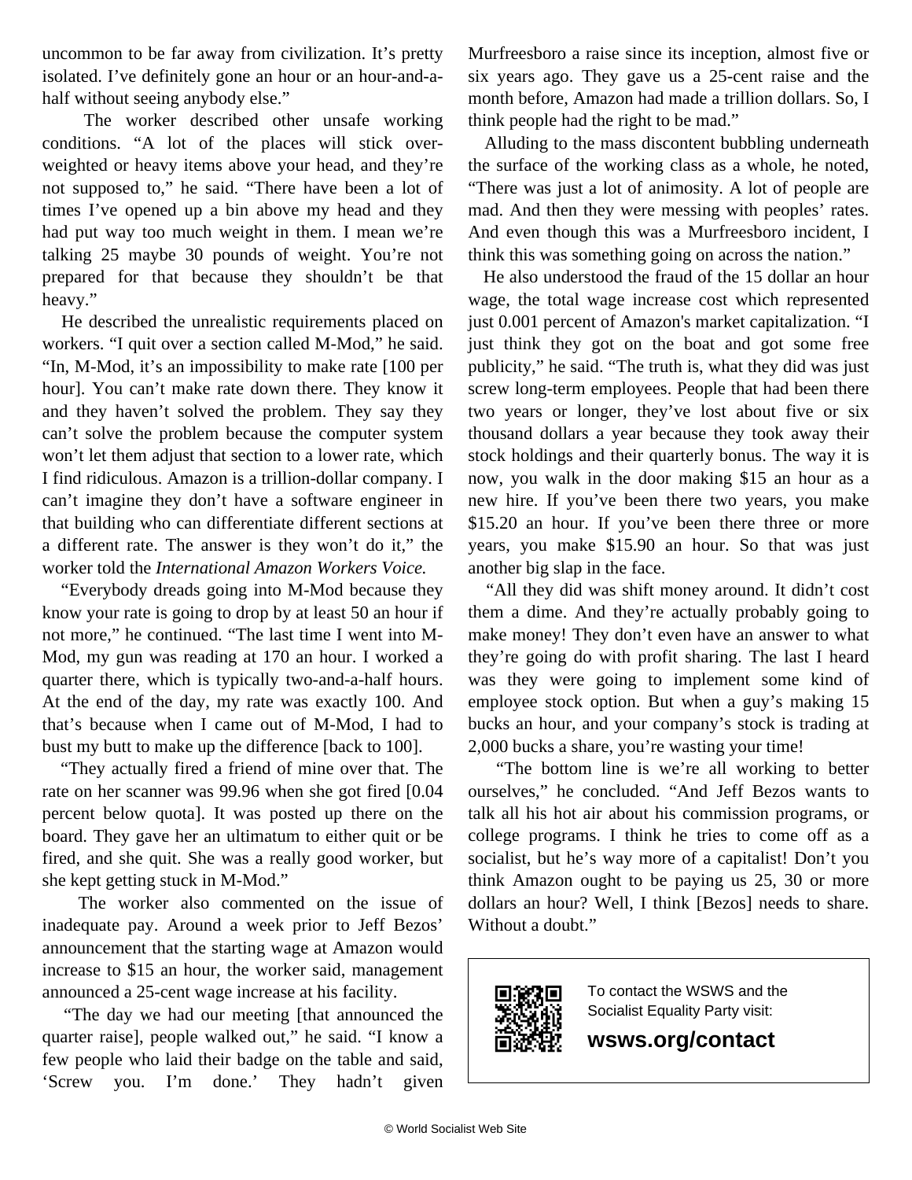uncommon to be far away from civilization. It's pretty isolated. I've definitely gone an hour or an hour-and-a-half without seeing anybody else."

The worker described other unsafe working conditions. "A lot of the places will stick over-weighted or heavy items above your head, and they're not supposed to," he said. "There have been a lot of times I've opened up a bin above my head and they had put way too much weight in them. I mean we're talking 25 maybe 30 pounds of weight. You're not prepared for that because they shouldn't be that heavy."

He described the unrealistic requirements placed on workers. "I quit over a section called M-Mod," he said. "In, M-Mod, it's an impossibility to make rate [100 per hour]. You can't make rate down there. They know it and they haven't solved the problem. They say they can't solve the problem because the computer system won't let them adjust that section to a lower rate, which I find ridiculous. Amazon is a trillion-dollar company. I can't imagine they don't have a software engineer in that building who can differentiate different sections at a different rate. The answer is they won't do it," the worker told the *International Amazon Workers Voice.*

"Everybody dreads going into M-Mod because they know your rate is going to drop by at least 50 an hour if not more," he continued. "The last time I went into M-Mod, my gun was reading at 170 an hour. I worked a quarter there, which is typically two-and-a-half hours. At the end of the day, my rate was exactly 100. And that's because when I came out of M-Mod, I had to bust my butt to make up the difference [back to 100].

"They actually fired a friend of mine over that. The rate on her scanner was 99.96 when she got fired [0.04 percent below quota]. It was posted up there on the board. They gave her an ultimatum to either quit or be fired, and she quit. She was a really good worker, but she kept getting stuck in M-Mod."

The worker also commented on the issue of inadequate pay. Around a week prior to Jeff Bezos' announcement that the starting wage at Amazon would increase to $15 an hour, the worker said, management announced a 25-cent wage increase at his facility.

"The day we had our meeting [that announced the quarter raise], people walked out," he said. "I know a few people who laid their badge on the table and said, 'Screw you. I'm done.' They hadn't given Murfreesboro a raise since its inception, almost five or six years ago. They gave us a 25-cent raise and the month before, Amazon had made a trillion dollars. So, I think people had the right to be mad."

Alluding to the mass discontent bubbling underneath the surface of the working class as a whole, he noted, "There was just a lot of animosity. A lot of people are mad. And then they were messing with peoples' rates. And even though this was a Murfreesboro incident, I think this was something going on across the nation."

He also understood the fraud of the 15 dollar an hour wage, the total wage increase cost which represented just 0.001 percent of Amazon's market capitalization. "I just think they got on the boat and got some free publicity," he said. "The truth is, what they did was just screw long-term employees. People that had been there two years or longer, they've lost about five or six thousand dollars a year because they took away their stock holdings and their quarterly bonus. The way it is now, you walk in the door making $15 an hour as a new hire. If you've been there two years, you make $15.20 an hour. If you've been there three or more years, you make $15.90 an hour. So that was just another big slap in the face.

"All they did was shift money around. It didn't cost them a dime. And they're actually probably going to make money! They don't even have an answer to what they're going do with profit sharing. The last I heard was they were going to implement some kind of employee stock option. But when a guy's making 15 bucks an hour, and your company's stock is trading at 2,000 bucks a share, you're wasting your time!

"The bottom line is we're all working to better ourselves," he concluded. "And Jeff Bezos wants to talk all his hot air about his commission programs, or college programs. I think he tries to come off as a socialist, but he's way more of a capitalist! Don't you think Amazon ought to be paying us 25, 30 or more dollars an hour? Well, I think [Bezos] needs to share. Without a doubt."

To contact the WSWS and the Socialist Equality Party visit:

**wsws.org/contact**